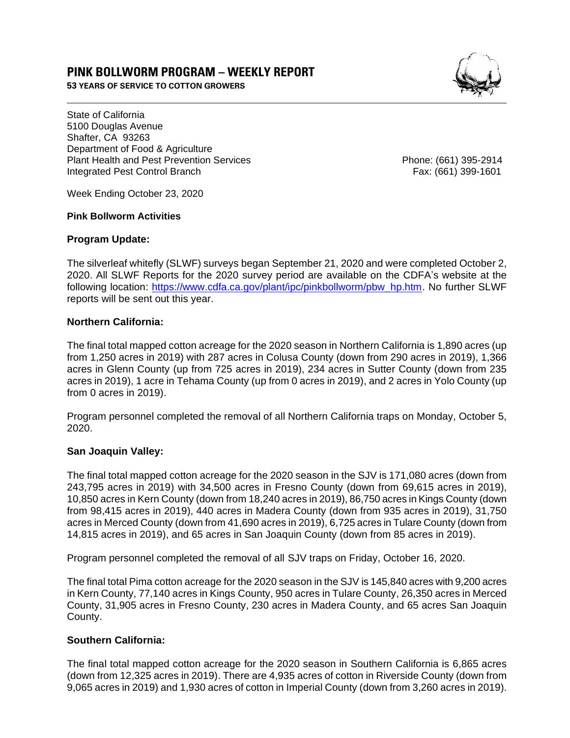# PINK BOLLWORM PROGRAM – WEEKLY REPORT

**53 YEARS OF SERVICE TO COTTON GROWERS**

State of California
5100 Douglas Avenue
Shafter, CA 93263
Department of Food & Agriculture
Plant Health and Pest Prevention Services
Integrated Pest Control Branch

Phone: (661) 395-2914
Fax: (661) 399-1601

Week Ending October 23, 2020

**Pink Bollworm Activities**

**Program Update:**

The silverleaf whitefly (SLWF) surveys began September 21, 2020 and were completed October 2, 2020. All SLWF Reports for the 2020 survey period are available on the CDFA's website at the following location: https://www.cdfa.ca.gov/plant/ipc/pinkbollworm/pbw_hp.htm. No further SLWF reports will be sent out this year.

**Northern California:**

The final total mapped cotton acreage for the 2020 season in Northern California is 1,890 acres (up from 1,250 acres in 2019) with 287 acres in Colusa County (down from 290 acres in 2019), 1,366 acres in Glenn County (up from 725 acres in 2019), 234 acres in Sutter County (down from 235 acres in 2019), 1 acre in Tehama County (up from 0 acres in 2019), and 2 acres in Yolo County (up from 0 acres in 2019).

Program personnel completed the removal of all Northern California traps on Monday, October 5, 2020.

**San Joaquin Valley:**

The final total mapped cotton acreage for the 2020 season in the SJV is 171,080 acres (down from 243,795 acres in 2019) with 34,500 acres in Fresno County (down from 69,615 acres in 2019), 10,850 acres in Kern County (down from 18,240 acres in 2019), 86,750 acres in Kings County (down from 98,415 acres in 2019), 440 acres in Madera County (down from 935 acres in 2019), 31,750 acres in Merced County (down from 41,690 acres in 2019), 6,725 acres in Tulare County (down from 14,815 acres in 2019), and 65 acres in San Joaquin County (down from 85 acres in 2019).

Program personnel completed the removal of all SJV traps on Friday, October 16, 2020.

The final total Pima cotton acreage for the 2020 season in the SJV is 145,840 acres with 9,200 acres in Kern County, 77,140 acres in Kings County, 950 acres in Tulare County, 26,350 acres in Merced County, 31,905 acres in Fresno County, 230 acres in Madera County, and 65 acres San Joaquin County.

**Southern California:**

The final total mapped cotton acreage for the 2020 season in Southern California is 6,865 acres (down from 12,325 acres in 2019). There are 4,935 acres of cotton in Riverside County (down from 9,065 acres in 2019) and 1,930 acres of cotton in Imperial County (down from 3,260 acres in 2019).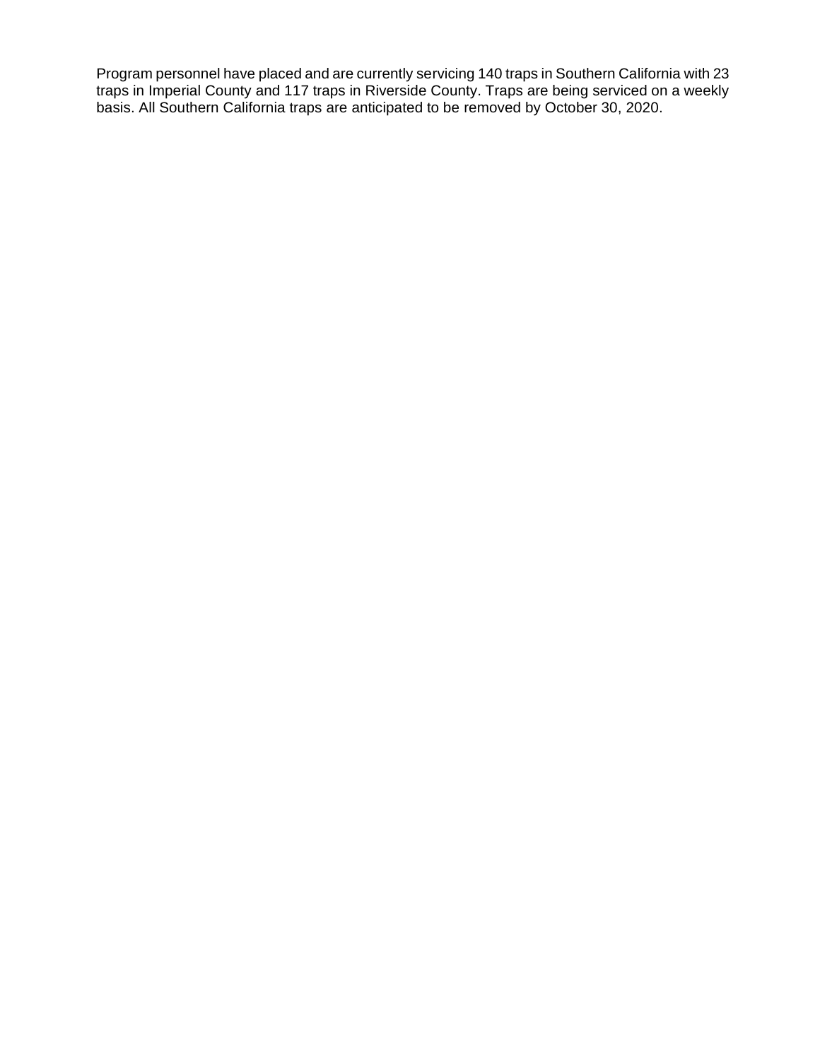Program personnel have placed and are currently servicing 140 traps in Southern California with 23 traps in Imperial County and 117 traps in Riverside County. Traps are being serviced on a weekly basis. All Southern California traps are anticipated to be removed by October 30, 2020.